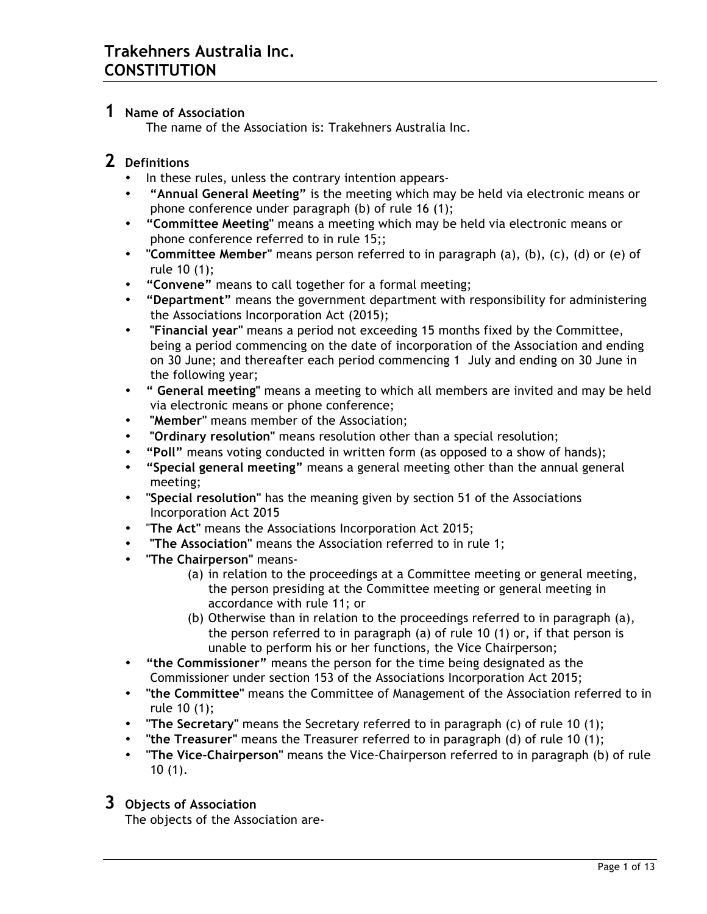# Trakehners Australia Inc.
# CONSTITUTION

## 1 Name of Association

The name of the Association is: Trakehners Australia Inc.

## 2 Definitions

- In these rules, unless the contrary intention appears-
- **"Annual General Meeting"** is the meeting which may be held via electronic means or phone conference under paragraph (b) of rule 16 (1);
- **"Committee Meeting"** means a meeting which may be held via electronic means or phone conference referred to in rule 15;;
- **"Committee Member"** means person referred to in paragraph (a), (b), (c), (d) or (e) of rule 10 (1);
- **"Convene"** means to call together for a formal meeting;
- **"Department"** means the government department with responsibility for administering the Associations Incorporation Act (2015);
- **"Financial year"** means a period not exceeding 15 months fixed by the Committee, being a period commencing on the date of incorporation of the Association and ending on 30 June; and thereafter each period commencing 1 July and ending on 30 June in the following year;
- **" General meeting"** means a meeting to which all members are invited and may be held via electronic means or phone conference;
- **"Member"** means member of the Association;
- **"Ordinary resolution"** means resolution other than a special resolution;
- **"Poll"** means voting conducted in written form (as opposed to a show of hands);
- **"Special general meeting"** means a general meeting other than the annual general meeting;
- **"Special resolution"** has the meaning given by section 51 of the Associations Incorporation Act 2015
- "**The Act"** means the Associations Incorporation Act 2015;
- **"The Association"** means the Association referred to in rule 1;
- **"The Chairperson"** means-
  - (a) in relation to the proceedings at a Committee meeting or general meeting, the person presiding at the Committee meeting or general meeting in accordance with rule 11; or
  - (b) Otherwise than in relation to the proceedings referred to in paragraph (a), the person referred to in paragraph (a) of rule 10 (1) or, if that person is unable to perform his or her functions, the Vice Chairperson;
- **"the Commissioner"** means the person for the time being designated as the Commissioner under section 153 of the Associations Incorporation Act 2015;
- **"the Committee"** means the Committee of Management of the Association referred to in rule 10 (1);
- **"The Secretary"** means the Secretary referred to in paragraph (c) of rule 10 (1);
- **"the Treasurer"** means the Treasurer referred to in paragraph (d) of rule 10 (1);
- **"The Vice-Chairperson"** means the Vice-Chairperson referred to in paragraph (b) of rule 10 (1).

## 3 Objects of Association

The objects of the Association are-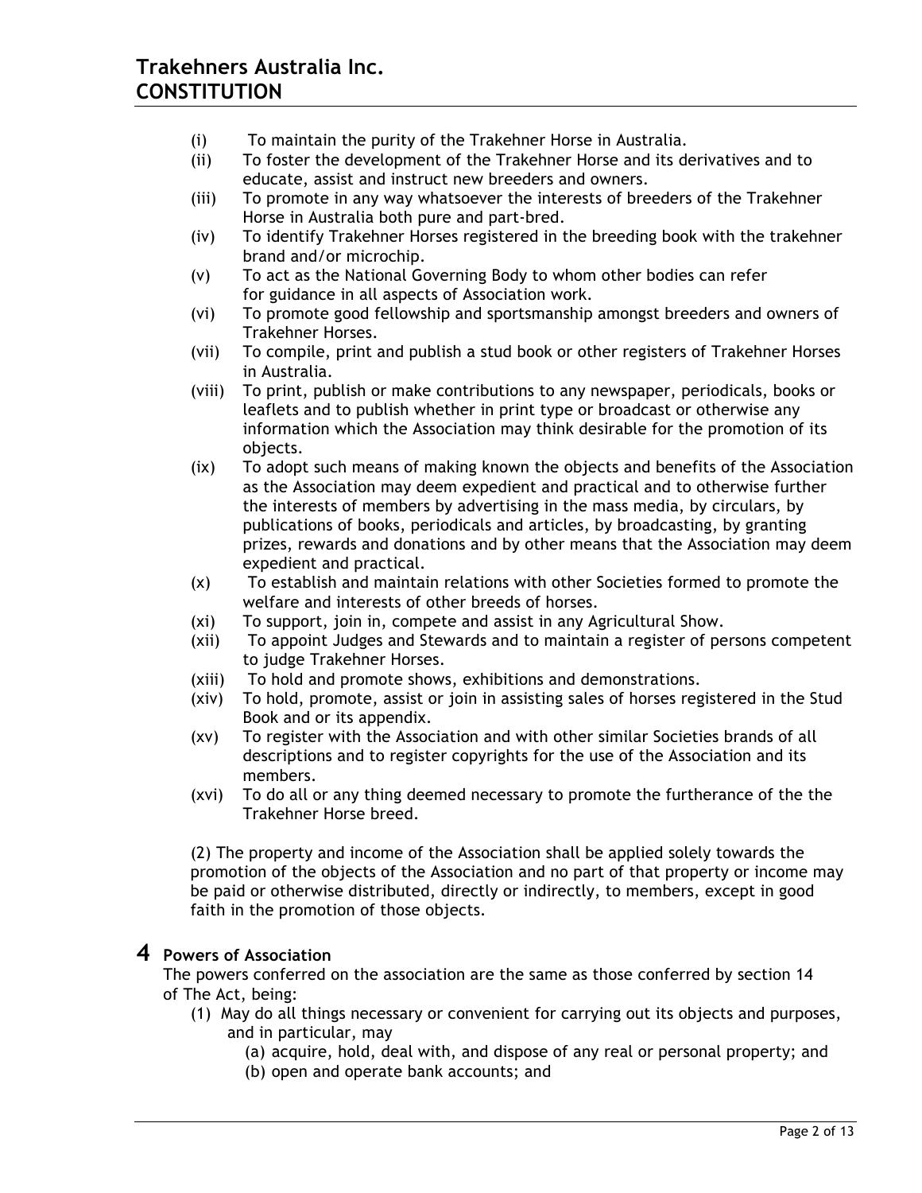- (i) To maintain the purity of the Trakehner Horse in Australia.
- (ii) To foster the development of the Trakehner Horse and its derivatives and to educate, assist and instruct new breeders and owners.
- (iii) To promote in any way whatsoever the interests of breeders of the Trakehner Horse in Australia both pure and part-bred.
- (iv) To identify Trakehner Horses registered in the breeding book with the trakehner brand and/or microchip.
- (v) To act as the National Governing Body to whom other bodies can refer for guidance in all aspects of Association work.
- (vi) To promote good fellowship and sportsmanship amongst breeders and owners of Trakehner Horses.
- (vii) To compile, print and publish a stud book or other registers of Trakehner Horses in Australia.
- (viii) To print, publish or make contributions to any newspaper, periodicals, books or leaflets and to publish whether in print type or broadcast or otherwise any information which the Association may think desirable for the promotion of its objects.
- (ix) To adopt such means of making known the objects and benefits of the Association as the Association may deem expedient and practical and to otherwise further the interests of members by advertising in the mass media, by circulars, by publications of books, periodicals and articles, by broadcasting, by granting prizes, rewards and donations and by other means that the Association may deem expedient and practical.
- (x) To establish and maintain relations with other Societies formed to promote the welfare and interests of other breeds of horses.
- (xi) To support, join in, compete and assist in any Agricultural Show.
- (xii) To appoint Judges and Stewards and to maintain a register of persons competent to judge Trakehner Horses.
- (xiii) To hold and promote shows, exhibitions and demonstrations.
- (xiv) To hold, promote, assist or join in assisting sales of horses registered in the Stud Book and or its appendix.
- (xv) To register with the Association and with other similar Societies brands of all descriptions and to register copyrights for the use of the Association and its members.
- (xvi) To do all or any thing deemed necessary to promote the furtherance of the the Trakehner Horse breed.

(2) The property and income of the Association shall be applied solely towards the promotion of the objects of the Association and no part of that property or income may be paid or otherwise distributed, directly or indirectly, to members, except in good faith in the promotion of those objects.

## 4 Powers of Association

The powers conferred on the association are the same as those conferred by section 14 of The Act, being:

(1) May do all things necessary or convenient for carrying out its objects and purposes, and in particular, may

(a) acquire, hold, deal with, and dispose of any real or personal property; and

(b) open and operate bank accounts; and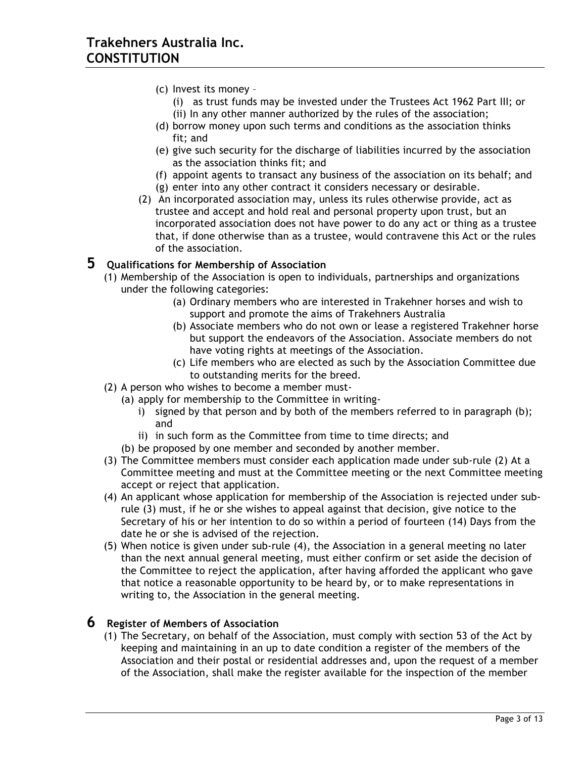(c) Invest its money –
   (i) as trust funds may be invested under the Trustees Act 1962 Part III; or
   (ii) In any other manner authorized by the rules of the association;

(d) borrow money upon such terms and conditions as the association thinks fit; and

(e) give such security for the discharge of liabilities incurred by the association as the association thinks fit; and

(f) appoint agents to transact any business of the association on its behalf; and

(g) enter into any other contract it considers necessary or desirable.

(2) An incorporated association may, unless its rules otherwise provide, act as trustee and accept and hold real and personal property upon trust, but an incorporated association does not have power to do any act or thing as a trustee that, if done otherwise than as a trustee, would contravene this Act or the rules of the association.

## 5 Qualifications for Membership of Association

(1) Membership of the Association is open to individuals, partnerships and organizations under the following categories:

   (a) Ordinary members who are interested in Trakehner horses and wish to support and promote the aims of Trakehners Australia

   (b) Associate members who do not own or lease a registered Trakehner horse but support the endeavors of the Association. Associate members do not have voting rights at meetings of the Association.

   (c) Life members who are elected as such by the Association Committee due to outstanding merits for the breed.

(2) A person who wishes to become a member must-

   (a) apply for membership to the Committee in writing-
      i) signed by that person and by both of the members referred to in paragraph (b); and
      ii) in such form as the Committee from time to time directs; and

   (b) be proposed by one member and seconded by another member.

(3) The Committee members must consider each application made under sub-rule (2) At a Committee meeting and must at the Committee meeting or the next Committee meeting accept or reject that application.

(4) An applicant whose application for membership of the Association is rejected under sub-rule (3) must, if he or she wishes to appeal against that decision, give notice to the Secretary of his or her intention to do so within a period of fourteen (14) Days from the date he or she is advised of the rejection.

(5) When notice is given under sub-rule (4), the Association in a general meeting no later than the next annual general meeting, must either confirm or set aside the decision of the Committee to reject the application, after having afforded the applicant who gave that notice a reasonable opportunity to be heard by, or to make representations in writing to, the Association in the general meeting.

## 6 Register of Members of Association

(1) The Secretary, on behalf of the Association, must comply with section 53 of the Act by keeping and maintaining in an up to date condition a register of the members of the Association and their postal or residential addresses and, upon the request of a member of the Association, shall make the register available for the inspection of the member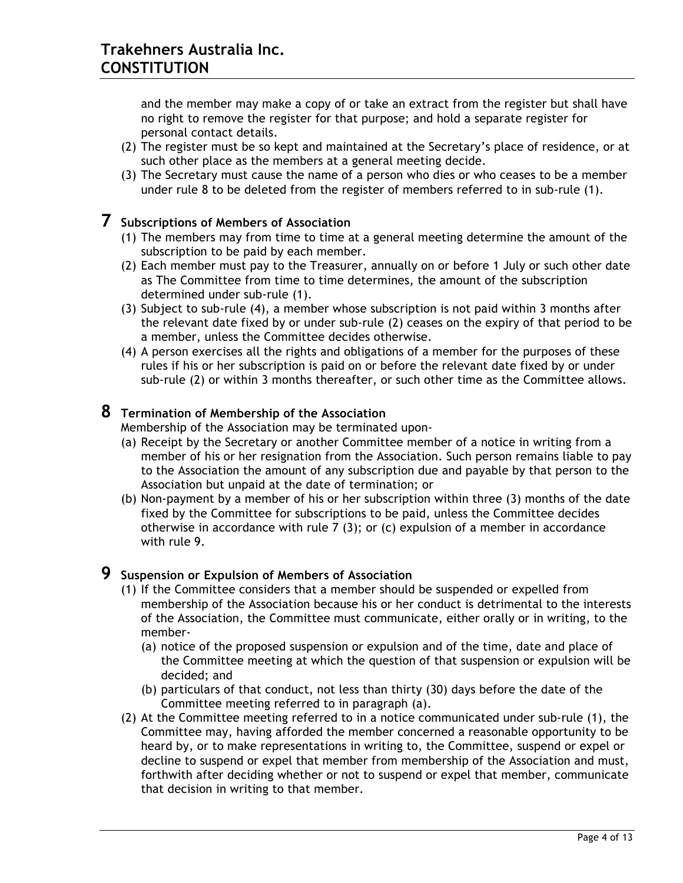and the member may make a copy of or take an extract from the register but shall have no right to remove the register for that purpose; and hold a separate register for personal contact details.

(2) The register must be so kept and maintained at the Secretary's place of residence, or at such other place as the members at a general meeting decide.

(3) The Secretary must cause the name of a person who dies or who ceases to be a member under rule 8 to be deleted from the register of members referred to in sub-rule (1).

## 7 Subscriptions of Members of Association

(1) The members may from time to time at a general meeting determine the amount of the subscription to be paid by each member.

(2) Each member must pay to the Treasurer, annually on or before 1 July or such other date as The Committee from time to time determines, the amount of the subscription determined under sub-rule (1).

(3) Subject to sub-rule (4), a member whose subscription is not paid within 3 months after the relevant date fixed by or under sub-rule (2) ceases on the expiry of that period to be a member, unless the Committee decides otherwise.

(4) A person exercises all the rights and obligations of a member for the purposes of these rules if his or her subscription is paid on or before the relevant date fixed by or under sub-rule (2) or within 3 months thereafter, or such other time as the Committee allows.

## 8 Termination of Membership of the Association

Membership of the Association may be terminated upon-

(a) Receipt by the Secretary or another Committee member of a notice in writing from a member of his or her resignation from the Association. Such person remains liable to pay to the Association the amount of any subscription due and payable by that person to the Association but unpaid at the date of termination; or

(b) Non-payment by a member of his or her subscription within three (3) months of the date fixed by the Committee for subscriptions to be paid, unless the Committee decides otherwise in accordance with rule 7 (3); or (c) expulsion of a member in accordance with rule 9.

## 9 Suspension or Expulsion of Members of Association

(1) If the Committee considers that a member should be suspended or expelled from membership of the Association because his or her conduct is detrimental to the interests of the Association, the Committee must communicate, either orally or in writing, to the member-

   (a) notice of the proposed suspension or expulsion and of the time, date and place of the Committee meeting at which the question of that suspension or expulsion will be decided; and

   (b) particulars of that conduct, not less than thirty (30) days before the date of the Committee meeting referred to in paragraph (a).

(2) At the Committee meeting referred to in a notice communicated under sub-rule (1), the Committee may, having afforded the member concerned a reasonable opportunity to be heard by, or to make representations in writing to, the Committee, suspend or expel or decline to suspend or expel that member from membership of the Association and must, forthwith after deciding whether or not to suspend or expel that member, communicate that decision in writing to that member.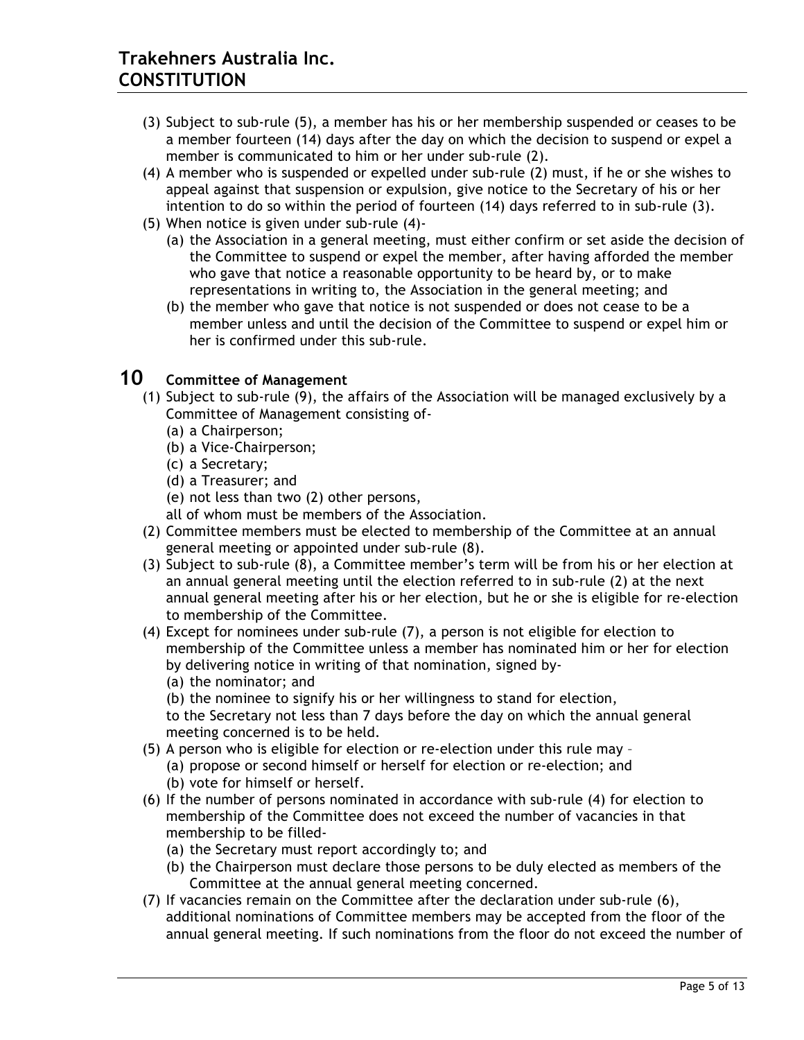(3) Subject to sub-rule (5), a member has his or her membership suspended or ceases to be a member fourteen (14) days after the day on which the decision to suspend or expel a member is communicated to him or her under sub-rule (2).

(4) A member who is suspended or expelled under sub-rule (2) must, if he or she wishes to appeal against that suspension or expulsion, give notice to the Secretary of his or her intention to do so within the period of fourteen (14) days referred to in sub-rule (3).

(5) When notice is given under sub-rule (4)-

  (a) the Association in a general meeting, must either confirm or set aside the decision of the Committee to suspend or expel the member, after having afforded the member who gave that notice a reasonable opportunity to be heard by, or to make representations in writing to, the Association in the general meeting; and

  (b) the member who gave that notice is not suspended or does not cease to be a member unless and until the decision of the Committee to suspend or expel him or her is confirmed under this sub-rule.

# 10 Committee of Management

(1) Subject to sub-rule (9), the affairs of the Association will be managed exclusively by a Committee of Management consisting of-

  (a) a Chairperson;

  (b) a Vice-Chairperson;

  (c) a Secretary;

  (d) a Treasurer; and

  (e) not less than two (2) other persons,

  all of whom must be members of the Association.

(2) Committee members must be elected to membership of the Committee at an annual general meeting or appointed under sub-rule (8).

(3) Subject to sub-rule (8), a Committee member's term will be from his or her election at an annual general meeting until the election referred to in sub-rule (2) at the next annual general meeting after his or her election, but he or she is eligible for re-election to membership of the Committee.

(4) Except for nominees under sub-rule (7), a person is not eligible for election to membership of the Committee unless a member has nominated him or her for election by delivering notice in writing of that nomination, signed by-

  (a) the nominator; and

  (b) the nominee to signify his or her willingness to stand for election,

  to the Secretary not less than 7 days before the day on which the annual general meeting concerned is to be held.

(5) A person who is eligible for election or re-election under this rule may –

  (a) propose or second himself or herself for election or re-election; and

  (b) vote for himself or herself.

(6) If the number of persons nominated in accordance with sub-rule (4) for election to membership of the Committee does not exceed the number of vacancies in that membership to be filled-

  (a) the Secretary must report accordingly to; and

  (b) the Chairperson must declare those persons to be duly elected as members of the Committee at the annual general meeting concerned.

(7) If vacancies remain on the Committee after the declaration under sub-rule (6), additional nominations of Committee members may be accepted from the floor of the annual general meeting. If such nominations from the floor do not exceed the number of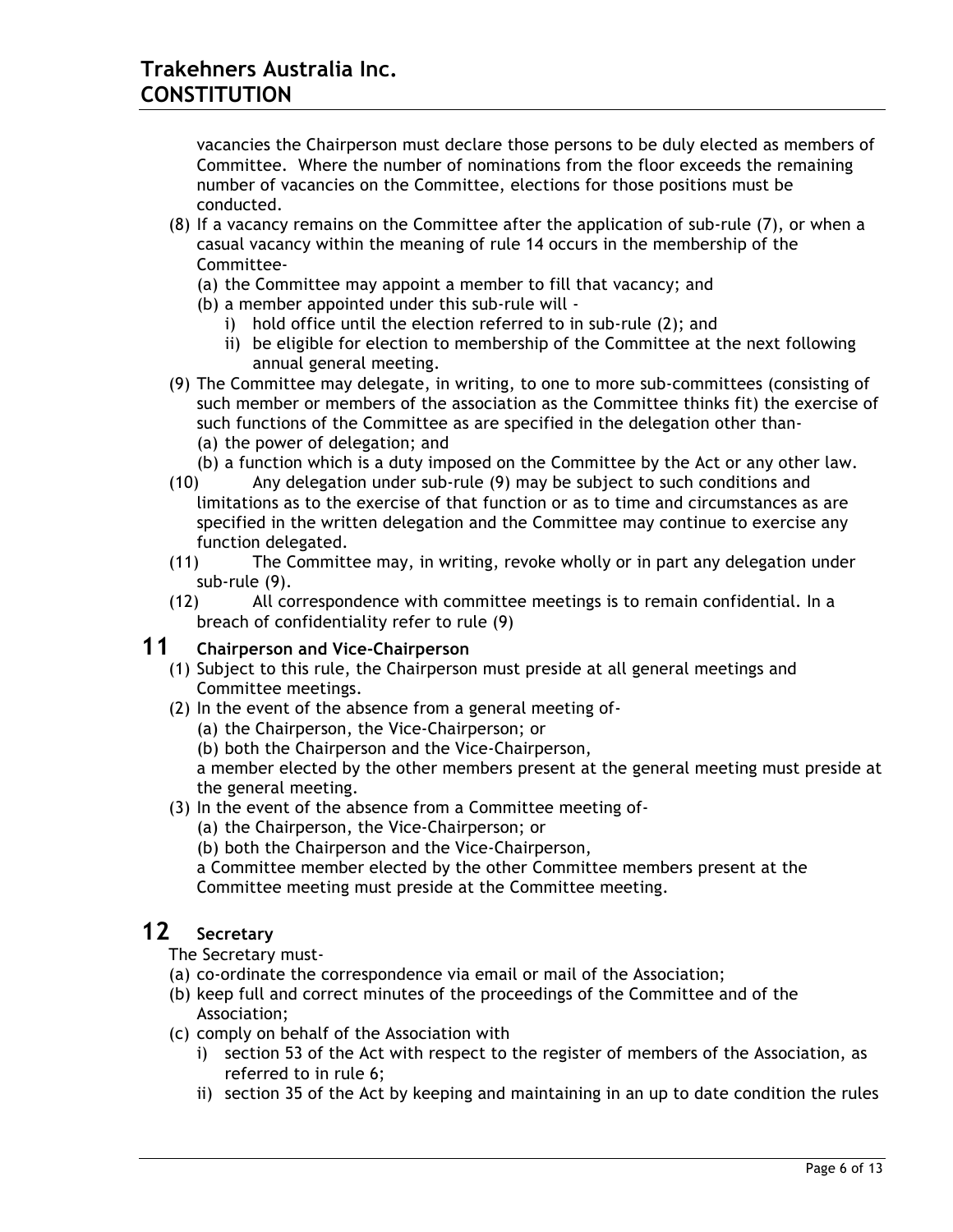vacancies the Chairperson must declare those persons to be duly elected as members of Committee. Where the number of nominations from the floor exceeds the remaining number of vacancies on the Committee, elections for those positions must be conducted.

(8) If a vacancy remains on the Committee after the application of sub-rule (7), or when a casual vacancy within the meaning of rule 14 occurs in the membership of the Committee-
   (a) the Committee may appoint a member to fill that vacancy; and
   (b) a member appointed under this sub-rule will -
      i) hold office until the election referred to in sub-rule (2); and
      ii) be eligible for election to membership of the Committee at the next following annual general meeting.

(9) The Committee may delegate, in writing, to one to more sub-committees (consisting of such member or members of the association as the Committee thinks fit) the exercise of such functions of the Committee as are specified in the delegation other than-
   (a) the power of delegation; and
   (b) a function which is a duty imposed on the Committee by the Act or any other law.

(10) Any delegation under sub-rule (9) may be subject to such conditions and limitations as to the exercise of that function or as to time and circumstances as are specified in the written delegation and the Committee may continue to exercise any function delegated.

(11) The Committee may, in writing, revoke wholly or in part any delegation under sub-rule (9).

(12) All correspondence with committee meetings is to remain confidential. In a breach of confidentiality refer to rule (9)

## 11 Chairperson and Vice-Chairperson

(1) Subject to this rule, the Chairperson must preside at all general meetings and Committee meetings.

(2) In the event of the absence from a general meeting of-
   (a) the Chairperson, the Vice-Chairperson; or
   (b) both the Chairperson and the Vice-Chairperson,

   a member elected by the other members present at the general meeting must preside at the general meeting.

(3) In the event of the absence from a Committee meeting of-
   (a) the Chairperson, the Vice-Chairperson; or
   (b) both the Chairperson and the Vice-Chairperson,

   a Committee member elected by the other Committee members present at the Committee meeting must preside at the Committee meeting.

## 12 Secretary

The Secretary must-

(a) co-ordinate the correspondence via email or mail of the Association;
(b) keep full and correct minutes of the proceedings of the Committee and of the Association;
(c) comply on behalf of the Association with
   i) section 53 of the Act with respect to the register of members of the Association, as referred to in rule 6;
   ii) section 35 of the Act by keeping and maintaining in an up to date condition the rules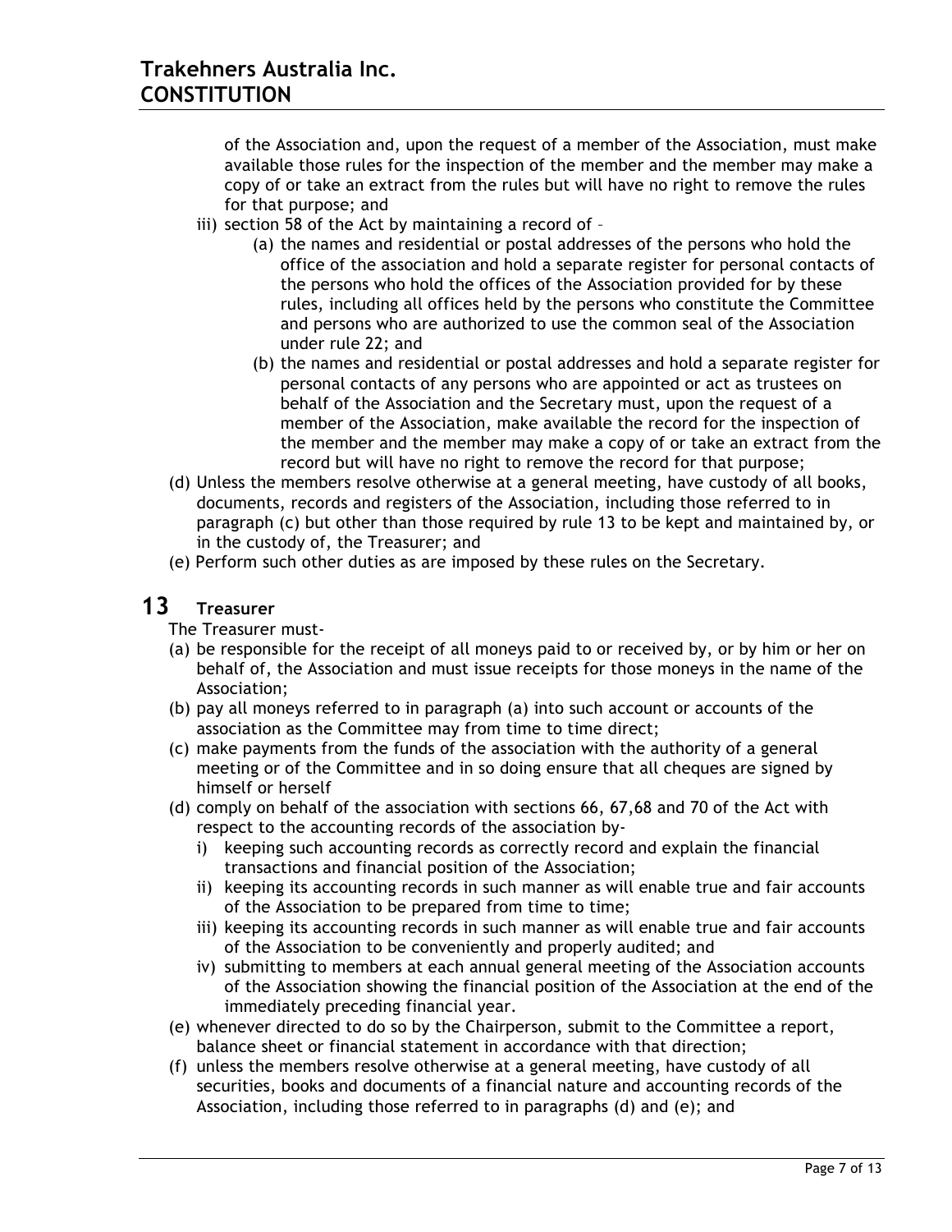of the Association and, upon the request of a member of the Association, must make available those rules for the inspection of the member and the member may make a copy of or take an extract from the rules but will have no right to remove the rules for that purpose; and

   iii) section 58 of the Act by maintaining a record of –
      (a) the names and residential or postal addresses of the persons who hold the office of the association and hold a separate register for personal contacts of the persons who hold the offices of the Association provided for by these rules, including all offices held by the persons who constitute the Committee and persons who are authorized to use the common seal of the Association under rule 22; and
      (b) the names and residential or postal addresses and hold a separate register for personal contacts of any persons who are appointed or act as trustees on behalf of the Association and the Secretary must, upon the request of a member of the Association, make available the record for the inspection of the member and the member may make a copy of or take an extract from the record but will have no right to remove the record for that purpose;

(d) Unless the members resolve otherwise at a general meeting, have custody of all books, documents, records and registers of the Association, including those referred to in paragraph (c) but other than those required by rule 13 to be kept and maintained by, or in the custody of, the Treasurer; and
(e) Perform such other duties as are imposed by these rules on the Secretary.

## 13 Treasurer

The Treasurer must-

(a) be responsible for the receipt of all moneys paid to or received by, or by him or her on behalf of, the Association and must issue receipts for those moneys in the name of the Association;
(b) pay all moneys referred to in paragraph (a) into such account or accounts of the association as the Committee may from time to time direct;
(c) make payments from the funds of the association with the authority of a general meeting or of the Committee and in so doing ensure that all cheques are signed by himself or herself
(d) comply on behalf of the association with sections 66, 67,68 and 70 of the Act with respect to the accounting records of the association by-
   i) keeping such accounting records as correctly record and explain the financial transactions and financial position of the Association;
   ii) keeping its accounting records in such manner as will enable true and fair accounts of the Association to be prepared from time to time;
   iii) keeping its accounting records in such manner as will enable true and fair accounts of the Association to be conveniently and properly audited; and
   iv) submitting to members at each annual general meeting of the Association accounts of the Association showing the financial position of the Association at the end of the immediately preceding financial year.
(e) whenever directed to do so by the Chairperson, submit to the Committee a report, balance sheet or financial statement in accordance with that direction;
(f) unless the members resolve otherwise at a general meeting, have custody of all securities, books and documents of a financial nature and accounting records of the Association, including those referred to in paragraphs (d) and (e); and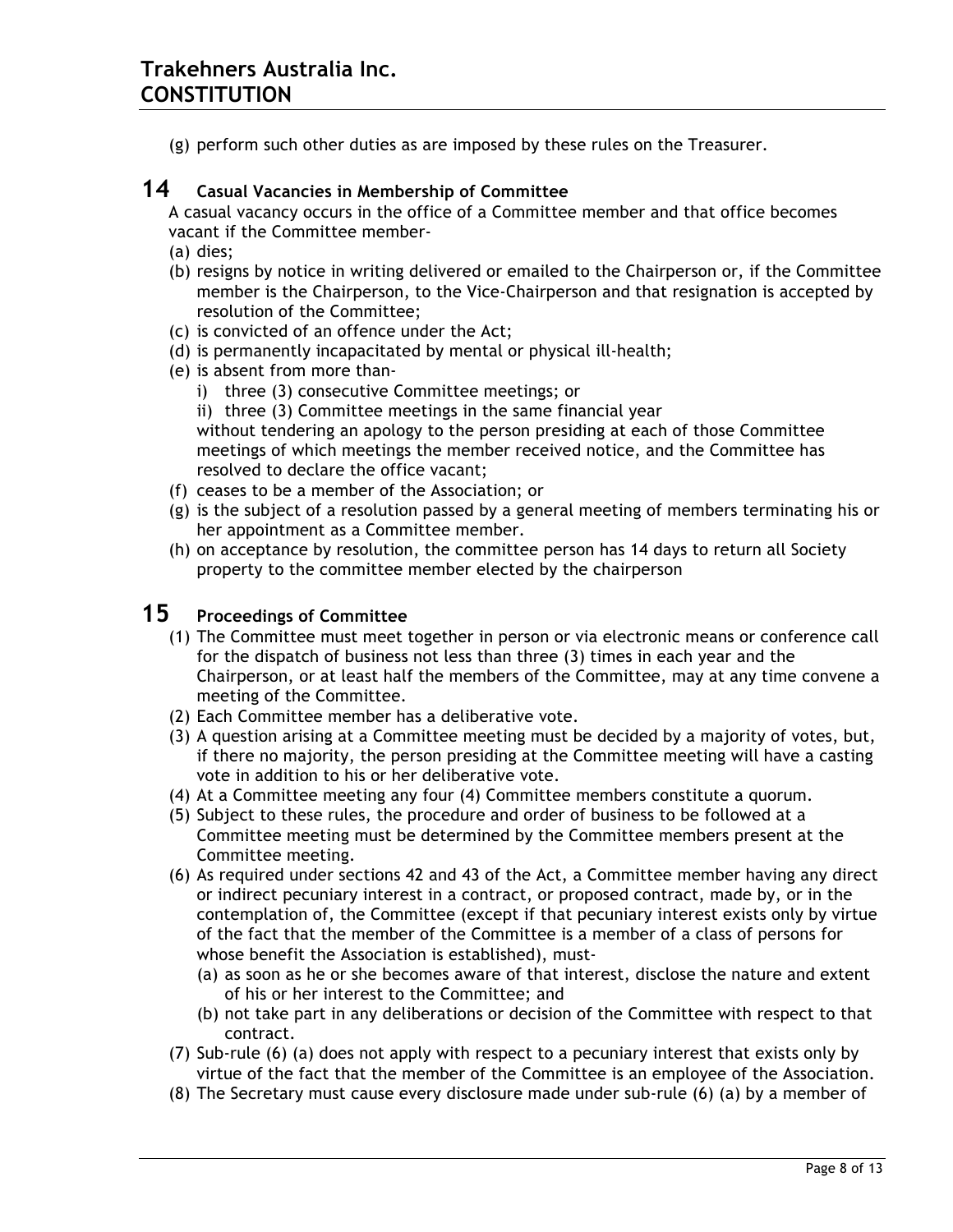(g) perform such other duties as are imposed by these rules on the Treasurer.

## 14 Casual Vacancies in Membership of Committee

A casual vacancy occurs in the office of a Committee member and that office becomes vacant if the Committee member-

(a) dies;

(b) resigns by notice in writing delivered or emailed to the Chairperson or, if the Committee member is the Chairperson, to the Vice-Chairperson and that resignation is accepted by resolution of the Committee;

(c) is convicted of an offence under the Act;

(d) is permanently incapacitated by mental or physical ill-health;

(e) is absent from more than-

i) three (3) consecutive Committee meetings; or

ii) three (3) Committee meetings in the same financial year

without tendering an apology to the person presiding at each of those Committee meetings of which meetings the member received notice, and the Committee has resolved to declare the office vacant;

(f) ceases to be a member of the Association; or

(g) is the subject of a resolution passed by a general meeting of members terminating his or her appointment as a Committee member.

(h) on acceptance by resolution, the committee person has 14 days to return all Society property to the committee member elected by the chairperson

## 15 Proceedings of Committee

(1) The Committee must meet together in person or via electronic means or conference call for the dispatch of business not less than three (3) times in each year and the Chairperson, or at least half the members of the Committee, may at any time convene a meeting of the Committee.

(2) Each Committee member has a deliberative vote.

(3) A question arising at a Committee meeting must be decided by a majority of votes, but, if there no majority, the person presiding at the Committee meeting will have a casting vote in addition to his or her deliberative vote.

(4) At a Committee meeting any four (4) Committee members constitute a quorum.

(5) Subject to these rules, the procedure and order of business to be followed at a Committee meeting must be determined by the Committee members present at the Committee meeting.

(6) As required under sections 42 and 43 of the Act, a Committee member having any direct or indirect pecuniary interest in a contract, or proposed contract, made by, or in the contemplation of, the Committee (except if that pecuniary interest exists only by virtue of the fact that the member of the Committee is a member of a class of persons for whose benefit the Association is established), must-

(a) as soon as he or she becomes aware of that interest, disclose the nature and extent of his or her interest to the Committee; and

(b) not take part in any deliberations or decision of the Committee with respect to that contract.

(7) Sub-rule (6) (a) does not apply with respect to a pecuniary interest that exists only by virtue of the fact that the member of the Committee is an employee of the Association.

(8) The Secretary must cause every disclosure made under sub-rule (6) (a) by a member of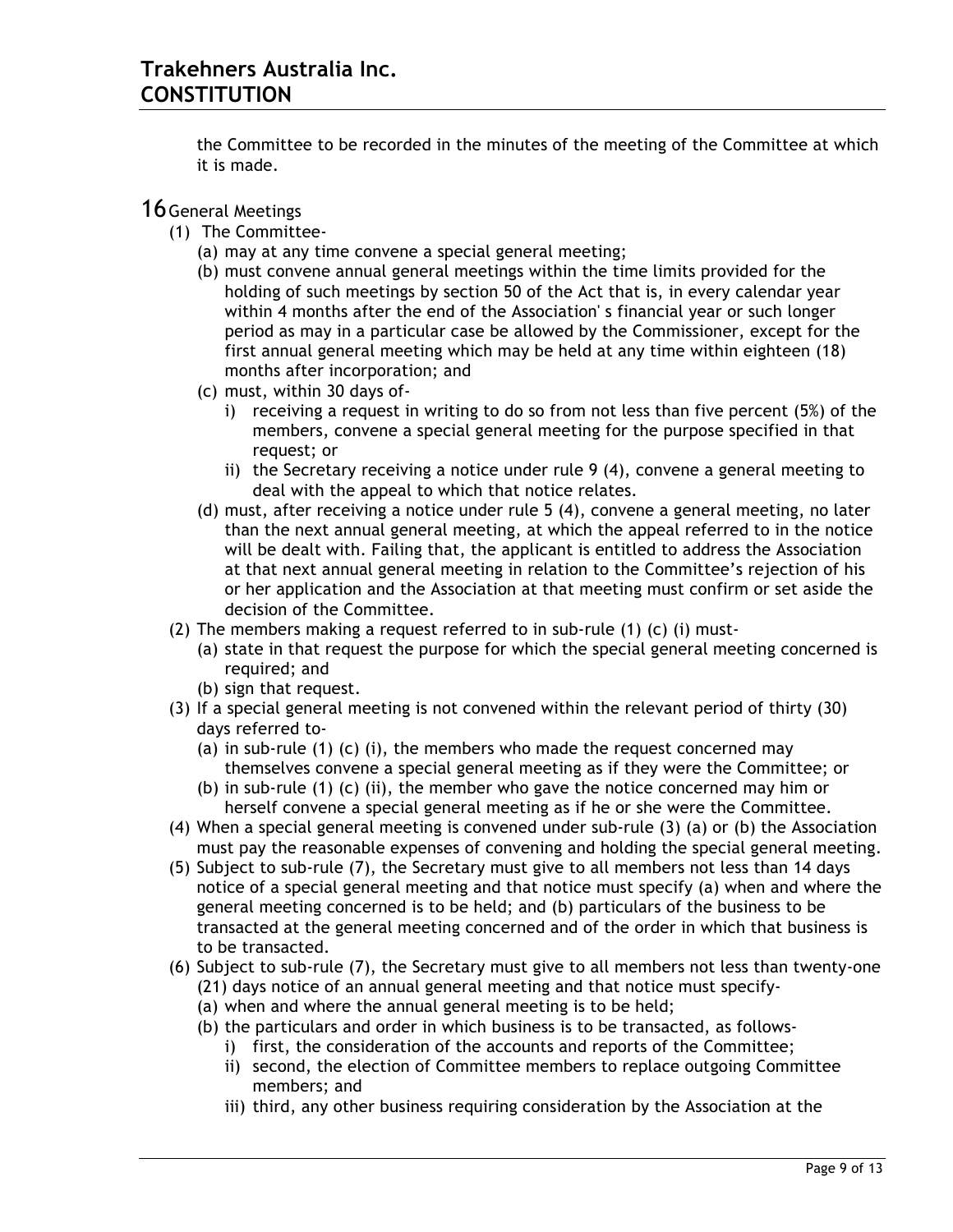the Committee to be recorded in the minutes of the meeting of the Committee at which it is made.

## 16 General Meetings

(1) The Committee-

(a) may at any time convene a special general meeting;

(b) must convene annual general meetings within the time limits provided for the holding of such meetings by section 50 of the Act that is, in every calendar year within 4 months after the end of the Association' s financial year or such longer period as may in a particular case be allowed by the Commissioner, except for the first annual general meeting which may be held at any time within eighteen (18) months after incorporation; and

(c) must, within 30 days of-

i) receiving a request in writing to do so from not less than five percent (5%) of the members, convene a special general meeting for the purpose specified in that request; or

ii) the Secretary receiving a notice under rule 9 (4), convene a general meeting to deal with the appeal to which that notice relates.

(d) must, after receiving a notice under rule 5 (4), convene a general meeting, no later than the next annual general meeting, at which the appeal referred to in the notice will be dealt with. Failing that, the applicant is entitled to address the Association at that next annual general meeting in relation to the Committee's rejection of his or her application and the Association at that meeting must confirm or set aside the decision of the Committee.

(2) The members making a request referred to in sub-rule (1) (c) (i) must-

(a) state in that request the purpose for which the special general meeting concerned is required; and

(b) sign that request.

(3) If a special general meeting is not convened within the relevant period of thirty (30) days referred to-

(a) in sub-rule (1) (c) (i), the members who made the request concerned may themselves convene a special general meeting as if they were the Committee; or

(b) in sub-rule (1) (c) (ii), the member who gave the notice concerned may him or herself convene a special general meeting as if he or she were the Committee.

(4) When a special general meeting is convened under sub-rule (3) (a) or (b) the Association must pay the reasonable expenses of convening and holding the special general meeting.

(5) Subject to sub-rule (7), the Secretary must give to all members not less than 14 days notice of a special general meeting and that notice must specify (a) when and where the general meeting concerned is to be held; and (b) particulars of the business to be transacted at the general meeting concerned and of the order in which that business is to be transacted.

(6) Subject to sub-rule (7), the Secretary must give to all members not less than twenty-one (21) days notice of an annual general meeting and that notice must specify-

(a) when and where the annual general meeting is to be held;

(b) the particulars and order in which business is to be transacted, as follows-

i) first, the consideration of the accounts and reports of the Committee;

ii) second, the election of Committee members to replace outgoing Committee members; and

iii) third, any other business requiring consideration by the Association at the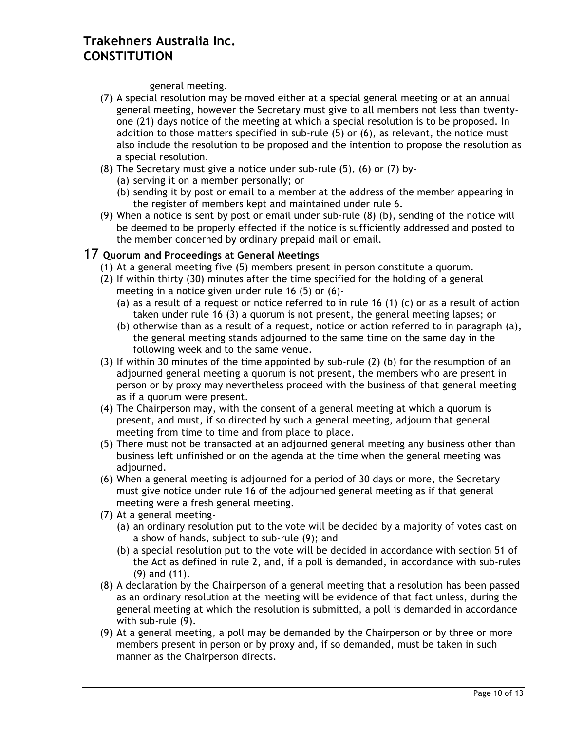general meeting.

(7) A special resolution may be moved either at a special general meeting or at an annual general meeting, however the Secretary must give to all members not less than twenty-one (21) days notice of the meeting at which a special resolution is to be proposed. In addition to those matters specified in sub-rule (5) or (6), as relevant, the notice must also include the resolution to be proposed and the intention to propose the resolution as a special resolution.

(8) The Secretary must give a notice under sub-rule (5), (6) or (7) by-
   - (a) serving it on a member personally; or
   - (b) sending it by post or email to a member at the address of the member appearing in the register of members kept and maintained under rule 6.

(9) When a notice is sent by post or email under sub-rule (8) (b), sending of the notice will be deemed to be properly effected if the notice is sufficiently addressed and posted to the member concerned by ordinary prepaid mail or email.

## 17 Quorum and Proceedings at General Meetings

(1) At a general meeting five (5) members present in person constitute a quorum.

(2) If within thirty (30) minutes after the time specified for the holding of a general meeting in a notice given under rule 16 (5) or (6)-
   - (a) as a result of a request or notice referred to in rule 16 (1) (c) or as a result of action taken under rule 16 (3) a quorum is not present, the general meeting lapses; or
   - (b) otherwise than as a result of a request, notice or action referred to in paragraph (a), the general meeting stands adjourned to the same time on the same day in the following week and to the same venue.

(3) If within 30 minutes of the time appointed by sub-rule (2) (b) for the resumption of an adjourned general meeting a quorum is not present, the members who are present in person or by proxy may nevertheless proceed with the business of that general meeting as if a quorum were present.

(4) The Chairperson may, with the consent of a general meeting at which a quorum is present, and must, if so directed by such a general meeting, adjourn that general meeting from time to time and from place to place.

(5) There must not be transacted at an adjourned general meeting any business other than business left unfinished or on the agenda at the time when the general meeting was adjourned.

(6) When a general meeting is adjourned for a period of 30 days or more, the Secretary must give notice under rule 16 of the adjourned general meeting as if that general meeting were a fresh general meeting.

(7) At a general meeting-
   - (a) an ordinary resolution put to the vote will be decided by a majority of votes cast on a show of hands, subject to sub-rule (9); and
   - (b) a special resolution put to the vote will be decided in accordance with section 51 of the Act as defined in rule 2, and, if a poll is demanded, in accordance with sub-rules (9) and (11).

(8) A declaration by the Chairperson of a general meeting that a resolution has been passed as an ordinary resolution at the meeting will be evidence of that fact unless, during the general meeting at which the resolution is submitted, a poll is demanded in accordance with sub-rule (9).

(9) At a general meeting, a poll may be demanded by the Chairperson or by three or more members present in person or by proxy and, if so demanded, must be taken in such manner as the Chairperson directs.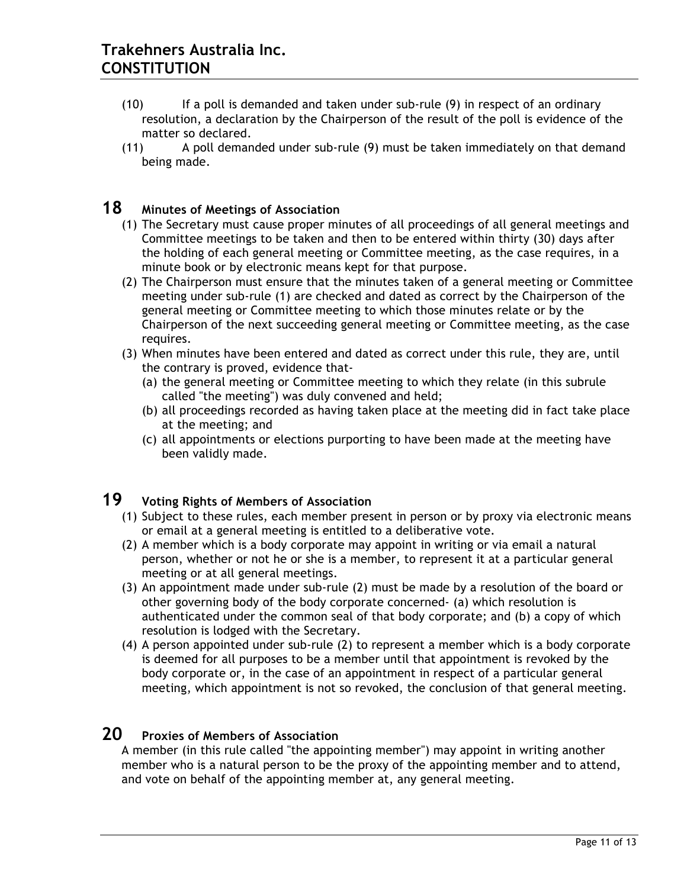(10) If a poll is demanded and taken under sub-rule (9) in respect of an ordinary resolution, a declaration by the Chairperson of the result of the poll is evidence of the matter so declared.

(11) A poll demanded under sub-rule (9) must be taken immediately on that demand being made.

## 18 Minutes of Meetings of Association

(1) The Secretary must cause proper minutes of all proceedings of all general meetings and Committee meetings to be taken and then to be entered within thirty (30) days after the holding of each general meeting or Committee meeting, as the case requires, in a minute book or by electronic means kept for that purpose.

(2) The Chairperson must ensure that the minutes taken of a general meeting or Committee meeting under sub-rule (1) are checked and dated as correct by the Chairperson of the general meeting or Committee meeting to which those minutes relate or by the Chairperson of the next succeeding general meeting or Committee meeting, as the case requires.

(3) When minutes have been entered and dated as correct under this rule, they are, until the contrary is proved, evidence that-

- (a) the general meeting or Committee meeting to which they relate (in this subrule called "the meeting") was duly convened and held;
- (b) all proceedings recorded as having taken place at the meeting did in fact take place at the meeting; and
- (c) all appointments or elections purporting to have been made at the meeting have been validly made.

## 19 Voting Rights of Members of Association

(1) Subject to these rules, each member present in person or by proxy via electronic means or email at a general meeting is entitled to a deliberative vote.

(2) A member which is a body corporate may appoint in writing or via email a natural person, whether or not he or she is a member, to represent it at a particular general meeting or at all general meetings.

(3) An appointment made under sub-rule (2) must be made by a resolution of the board or other governing body of the body corporate concerned- (a) which resolution is authenticated under the common seal of that body corporate; and (b) a copy of which resolution is lodged with the Secretary.

(4) A person appointed under sub-rule (2) to represent a member which is a body corporate is deemed for all purposes to be a member until that appointment is revoked by the body corporate or, in the case of an appointment in respect of a particular general meeting, which appointment is not so revoked, the conclusion of that general meeting.

## 20 Proxies of Members of Association

A member (in this rule called "the appointing member") may appoint in writing another member who is a natural person to be the proxy of the appointing member and to attend, and vote on behalf of the appointing member at, any general meeting.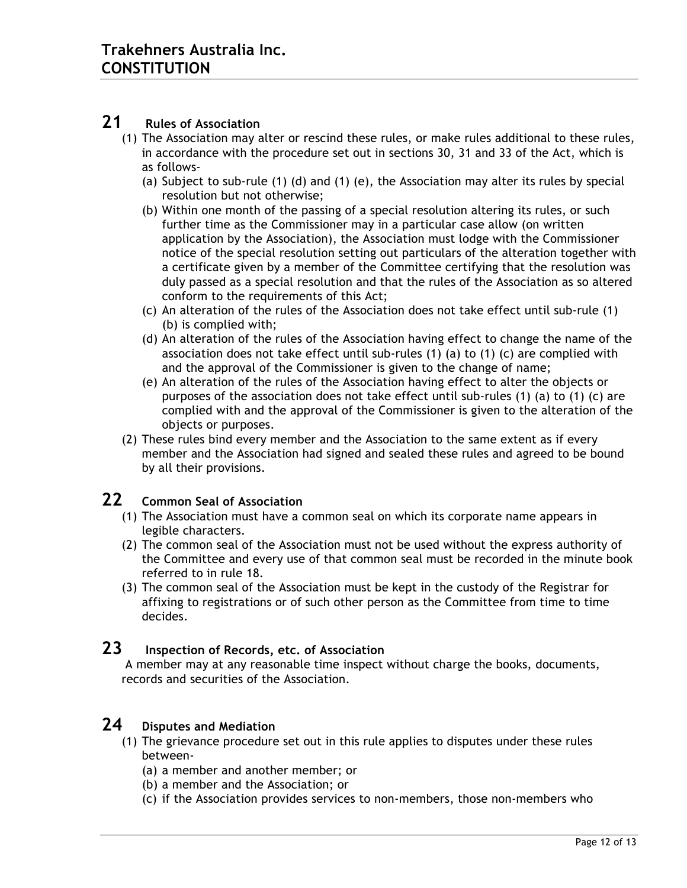## 21 Rules of Association

(1) The Association may alter or rescind these rules, or make rules additional to these rules, in accordance with the procedure set out in sections 30, 31 and 33 of the Act, which is as follows-

(a) Subject to sub-rule (1) (d) and (1) (e), the Association may alter its rules by special resolution but not otherwise;

(b) Within one month of the passing of a special resolution altering its rules, or such further time as the Commissioner may in a particular case allow (on written application by the Association), the Association must lodge with the Commissioner notice of the special resolution setting out particulars of the alteration together with a certificate given by a member of the Committee certifying that the resolution was duly passed as a special resolution and that the rules of the Association as so altered conform to the requirements of this Act;

(c) An alteration of the rules of the Association does not take effect until sub-rule (1) (b) is complied with;

(d) An alteration of the rules of the Association having effect to change the name of the association does not take effect until sub-rules (1) (a) to (1) (c) are complied with and the approval of the Commissioner is given to the change of name;

(e) An alteration of the rules of the Association having effect to alter the objects or purposes of the association does not take effect until sub-rules (1) (a) to (1) (c) are complied with and the approval of the Commissioner is given to the alteration of the objects or purposes.

(2) These rules bind every member and the Association to the same extent as if every member and the Association had signed and sealed these rules and agreed to be bound by all their provisions.

## 22 Common Seal of Association

(1) The Association must have a common seal on which its corporate name appears in legible characters.

(2) The common seal of the Association must not be used without the express authority of the Committee and every use of that common seal must be recorded in the minute book referred to in rule 18.

(3) The common seal of the Association must be kept in the custody of the Registrar for affixing to registrations or of such other person as the Committee from time to time decides.

## 23 Inspection of Records, etc. of Association

A member may at any reasonable time inspect without charge the books, documents, records and securities of the Association.

## 24 Disputes and Mediation

(1) The grievance procedure set out in this rule applies to disputes under these rules between-

(a) a member and another member; or

(b) a member and the Association; or

(c) if the Association provides services to non-members, those non-members who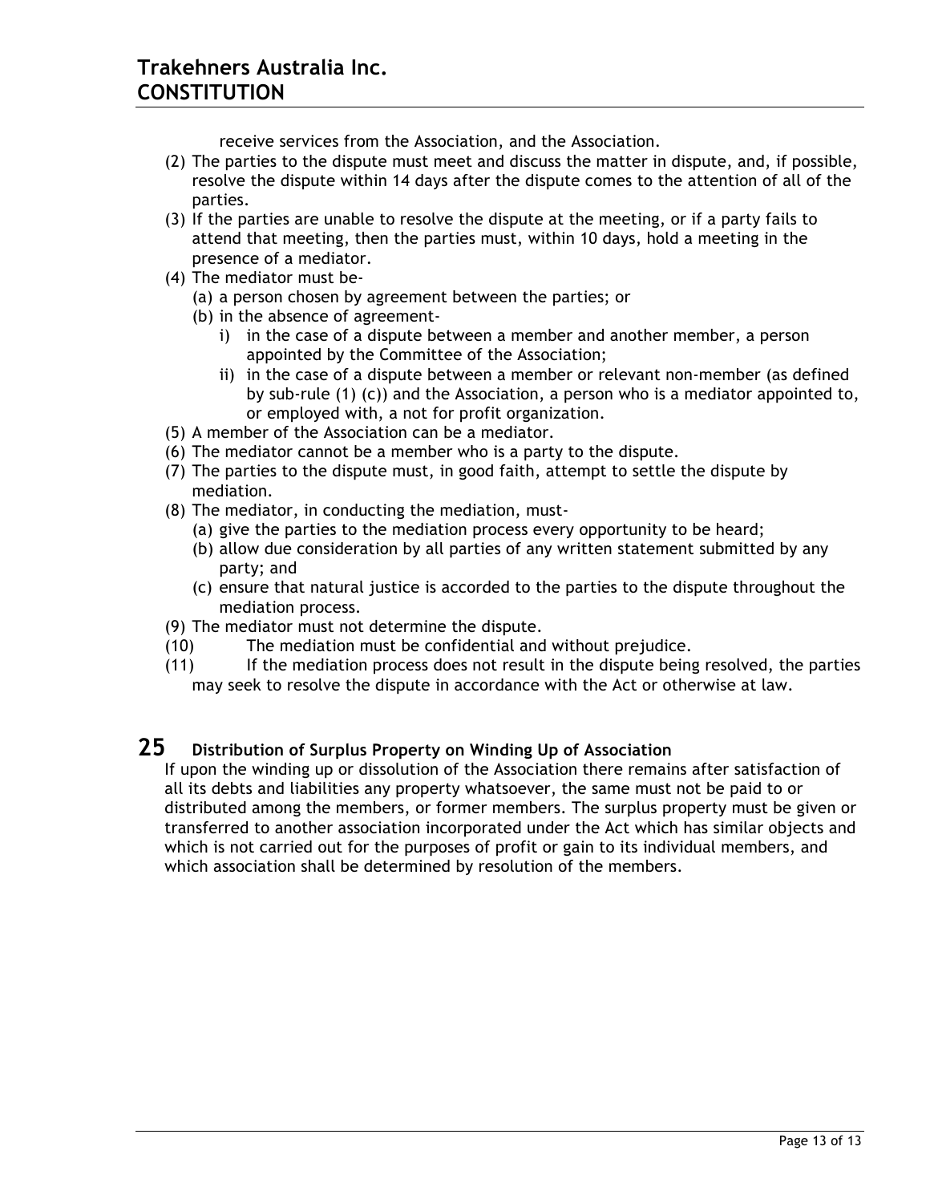receive services from the Association, and the Association.

(2) The parties to the dispute must meet and discuss the matter in dispute, and, if possible, resolve the dispute within 14 days after the dispute comes to the attention of all of the parties.

(3) If the parties are unable to resolve the dispute at the meeting, or if a party fails to attend that meeting, then the parties must, within 10 days, hold a meeting in the presence of a mediator.

(4) The mediator must be-
   (a) a person chosen by agreement between the parties; or
   (b) in the absence of agreement-
      i) in the case of a dispute between a member and another member, a person appointed by the Committee of the Association;
      ii) in the case of a dispute between a member or relevant non-member (as defined by sub-rule (1) (c)) and the Association, a person who is a mediator appointed to, or employed with, a not for profit organization.

(5) A member of the Association can be a mediator.

(6) The mediator cannot be a member who is a party to the dispute.

(7) The parties to the dispute must, in good faith, attempt to settle the dispute by mediation.

(8) The mediator, in conducting the mediation, must-
   (a) give the parties to the mediation process every opportunity to be heard;
   (b) allow due consideration by all parties of any written statement submitted by any party; and
   (c) ensure that natural justice is accorded to the parties to the dispute throughout the mediation process.

(9) The mediator must not determine the dispute.

(10) The mediation must be confidential and without prejudice.

(11) If the mediation process does not result in the dispute being resolved, the parties may seek to resolve the dispute in accordance with the Act or otherwise at law.

## 25 Distribution of Surplus Property on Winding Up of Association

If upon the winding up or dissolution of the Association there remains after satisfaction of all its debts and liabilities any property whatsoever, the same must not be paid to or distributed among the members, or former members. The surplus property must be given or transferred to another association incorporated under the Act which has similar objects and which is not carried out for the purposes of profit or gain to its individual members, and which association shall be determined by resolution of the members.